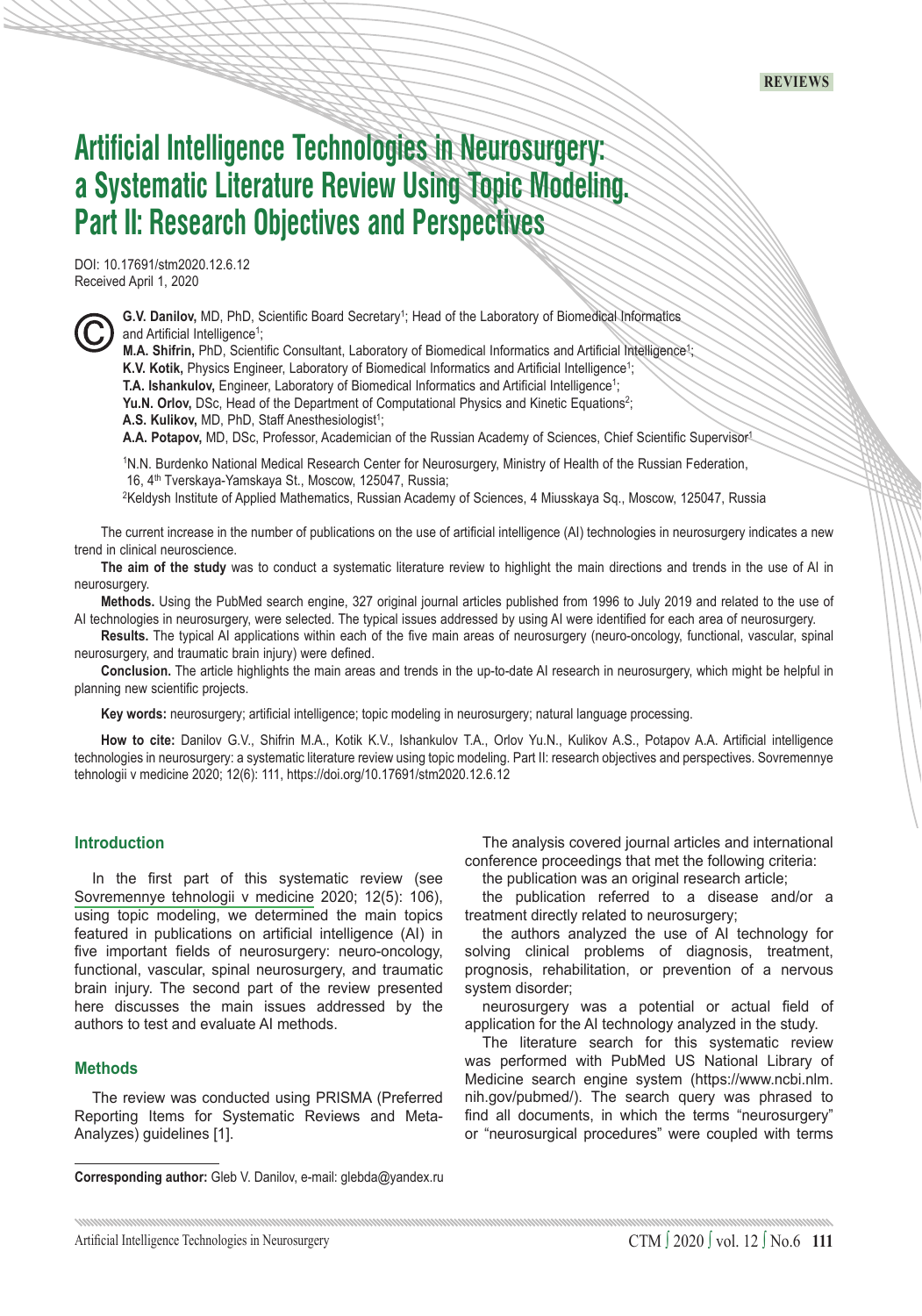REVIEWS

# Artificial Intelligence Technologies in Neurosurgery: a Systematic Literature Review Using Topic Modeling. Part II: Research Objectives and Perspectives

DOI: 10.17691/stm2020.12.6.12
Received April 1, 2020

**G.V. Danilov,** MD, PhD, Scientific Board Secretary[1]; Head of the Laboratory of Biomedical Informatics and Artificial Intelligence[1];
**M.A. Shifrin,** PhD, Scientific Consultant, Laboratory of Biomedical Informatics and Artificial Intelligence[1];
**K.V. Kotik,** Physics Engineer, Laboratory of Biomedical Informatics and Artificial Intelligence[1];
**T.A. Ishankulov,** Engineer, Laboratory of Biomedical Informatics and Artificial Intelligence[1];
**Yu.N. Orlov,** DSc, Head of the Department of Computational Physics and Kinetic Equations[2];
**A.S. Kulikov,** MD, PhD, Staff Anesthesiologist[1];
**A.A. Potapov,** MD, DSc, Professor, Academician of the Russian Academy of Sciences, Chief Scientific Supervisor[1]

[1]N.N. Burdenko National Medical Research Center for Neurosurgery, Ministry of Health of the Russian Federation, 16, 4th Tverskaya-Yamskaya St., Moscow, 125047, Russia;
[2]Keldysh Institute of Applied Mathematics, Russian Academy of Sciences, 4 Miusskaya Sq., Moscow, 125047, Russia

The current increase in the number of publications on the use of artificial intelligence (AI) technologies in neurosurgery indicates a new trend in clinical neuroscience.

**The aim of the study** was to conduct a systematic literature review to highlight the main directions and trends in the use of AI in neurosurgery.

**Methods.** Using the PubMed search engine, 327 original journal articles published from 1996 to July 2019 and related to the use of AI technologies in neurosurgery, were selected. The typical issues addressed by using AI were identified for each area of neurosurgery.

**Results.** The typical AI applications within each of the five main areas of neurosurgery (neuro-oncology, functional, vascular, spinal neurosurgery, and traumatic brain injury) were defined.

**Conclusion.** The article highlights the main areas and trends in the up-to-date AI research in neurosurgery, which might be helpful in planning new scientific projects.

**Key words:** neurosurgery; artificial intelligence; topic modeling in neurosurgery; natural language processing.

**How to cite:** Danilov G.V., Shifrin M.A., Kotik K.V., Ishankulov T.A., Orlov Yu.N., Kulikov A.S., Potapov A.A. Artificial intelligence technologies in neurosurgery: a systematic literature review using topic modeling. Part II: research objectives and perspectives. Sovremennye tehnologii v medicine 2020; 12(6): 111, https://doi.org/10.17691/stm2020.12.6.12

## Introduction

In the first part of this systematic review (see Sovremennye tehnologii v medicine 2020; 12(5): 106), using topic modeling, we determined the main topics featured in publications on artificial intelligence (AI) in five important fields of neurosurgery: neuro-oncology, functional, vascular, spinal neurosurgery, and traumatic brain injury. The second part of the review presented here discusses the main issues addressed by the authors to test and evaluate AI methods.

## Methods

The review was conducted using PRISMA (Preferred Reporting Items for Systematic Reviews and Meta-Analyzes) guidelines [1].

The analysis covered journal articles and international conference proceedings that met the following criteria:

the publication was an original research article;

the publication referred to a disease and/or a treatment directly related to neurosurgery;

the authors analyzed the use of AI technology for solving clinical problems of diagnosis, treatment, prognosis, rehabilitation, or prevention of a nervous system disorder;

neurosurgery was a potential or actual field of application for the AI technology analyzed in the study.

The literature search for this systematic review was performed with PubMed US National Library of Medicine search engine system (https://www.ncbi.nlm.nih.gov/pubmed/). The search query was phrased to find all documents, in which the terms "neurosurgery" or "neurosurgical procedures" were coupled with terms

**Corresponding author:** Gleb V. Danilov, e-mail: glebda@yandex.ru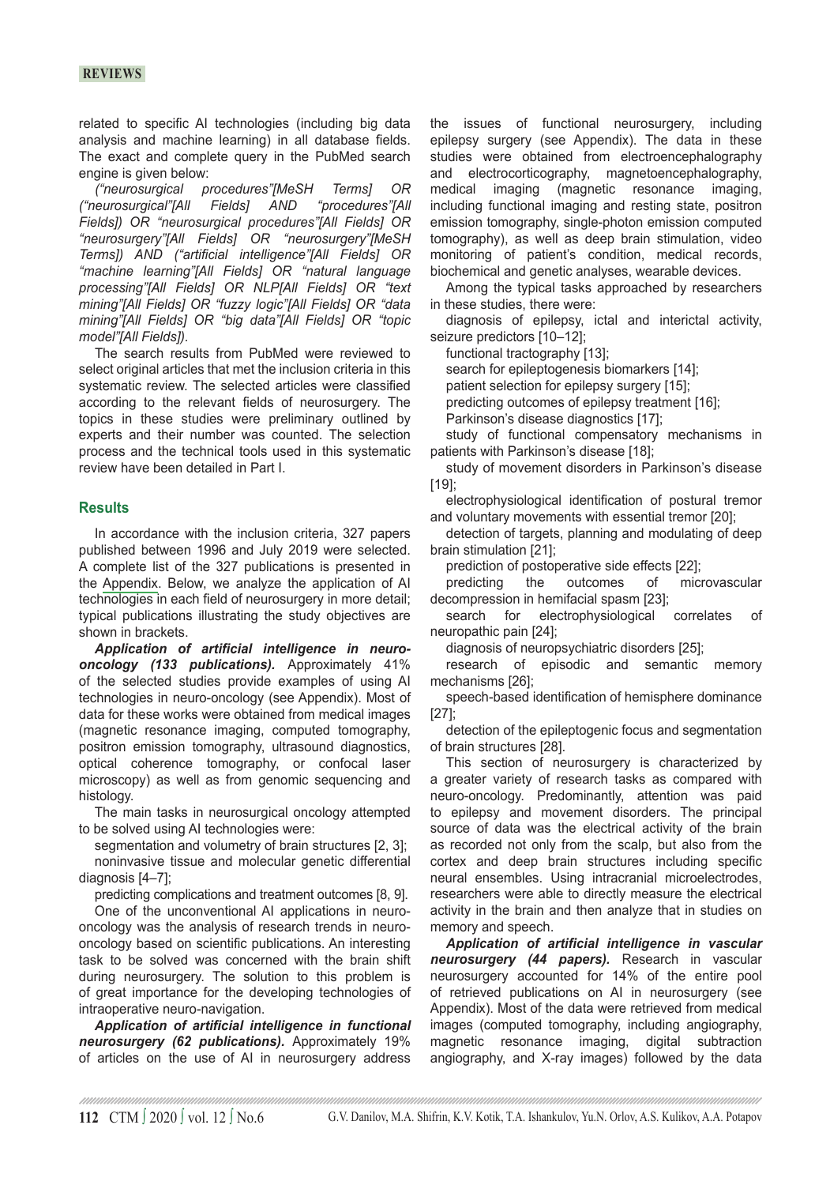related to specific AI technologies (including big data analysis and machine learning) in all database fields. The exact and complete query in the PubMed search engine is given below:

*("neurosurgical procedures"[MeSH Terms] OR ("neurosurgical"[All Fields] AND "procedures"[All Fields]) OR "neurosurgical procedures"[All Fields] OR "neurosurgery"[All Fields] OR "neurosurgery"[MeSH Terms]) AND ("artificial intelligence"[All Fields] OR "machine learning"[All Fields] OR "natural language processing"[All Fields] OR NLP[All Fields] OR "text mining"[All Fields] OR "fuzzy logic"[All Fields] OR "data mining"[All Fields] OR "big data"[All Fields] OR "topic model"[All Fields]).*

The search results from PubMed were reviewed to select original articles that met the inclusion criteria in this systematic review. The selected articles were classified according to the relevant fields of neurosurgery. The topics in these studies were preliminary outlined by experts and their number was counted. The selection process and the technical tools used in this systematic review have been detailed in Part I.

## Results

In accordance with the inclusion criteria, 327 papers published between 1996 and July 2019 were selected. A complete list of the 327 publications is presented in the Appendix. Below, we analyze the application of AI technologies in each field of neurosurgery in more detail; typical publications illustrating the study objectives are shown in brackets.

***Application of artificial intelligence in neuro-oncology (133 publications).*** Approximately 41% of the selected studies provide examples of using AI technologies in neuro-oncology (see Appendix). Most of data for these works were obtained from medical images (magnetic resonance imaging, computed tomography, positron emission tomography, ultrasound diagnostics, optical coherence tomography, or confocal laser microscopy) as well as from genomic sequencing and histology.

The main tasks in neurosurgical oncology attempted to be solved using AI technologies were:

segmentation and volumetry of brain structures [2, 3];

noninvasive tissue and molecular genetic differential diagnosis [4–7];

predicting complications and treatment outcomes [8, 9].

One of the unconventional AI applications in neuro-oncology was the analysis of research trends in neuro-oncology based on scientific publications. An interesting task to be solved was concerned with the brain shift during neurosurgery. The solution to this problem is of great importance for the developing technologies of intraoperative neuro-navigation.

***Application of artificial intelligence in functional neurosurgery (62 publications).*** Approximately 19% of articles on the use of AI in neurosurgery address the issues of functional neurosurgery, including epilepsy surgery (see Appendix). The data in these studies were obtained from electroencephalography and electrocorticography, magnetoencephalography, medical imaging (magnetic resonance imaging, including functional imaging and resting state, positron emission tomography, single-photon emission computed tomography), as well as deep brain stimulation, video monitoring of patient's condition, medical records, biochemical and genetic analyses, wearable devices.

Among the typical tasks approached by researchers in these studies, there were:

diagnosis of epilepsy, ictal and interictal activity, seizure predictors [10–12];

functional tractography [13];

search for epileptogenesis biomarkers [14];

patient selection for epilepsy surgery [15];

predicting outcomes of epilepsy treatment [16];

Parkinson's disease diagnostics [17];

study of functional compensatory mechanisms in patients with Parkinson's disease [18];

study of movement disorders in Parkinson's disease [19];

electrophysiological identification of postural tremor and voluntary movements with essential tremor [20];

detection of targets, planning and modulating of deep brain stimulation [21];

prediction of postoperative side effects [22];

predicting the outcomes of microvascular decompression in hemifacial spasm [23];

search for electrophysiological correlates of neuropathic pain [24];

diagnosis of neuropsychiatric disorders [25];

research of episodic and semantic memory mechanisms [26];

speech-based identification of hemisphere dominance [27];

detection of the epileptogenic focus and segmentation of brain structures [28].

This section of neurosurgery is characterized by a greater variety of research tasks as compared with neuro-oncology. Predominantly, attention was paid to epilepsy and movement disorders. The principal source of data was the electrical activity of the brain as recorded not only from the scalp, but also from the cortex and deep brain structures including specific neural ensembles. Using intracranial microelectrodes, researchers were able to directly measure the electrical activity in the brain and then analyze that in studies on memory and speech.

***Application of artificial intelligence in vascular neurosurgery (44 papers).*** Research in vascular neurosurgery accounted for 14% of the entire pool of retrieved publications on AI in neurosurgery (see Appendix). Most of the data were retrieved from medical images (computed tomography, including angiography, magnetic resonance imaging, digital subtraction angiography, and X-ray images) followed by the data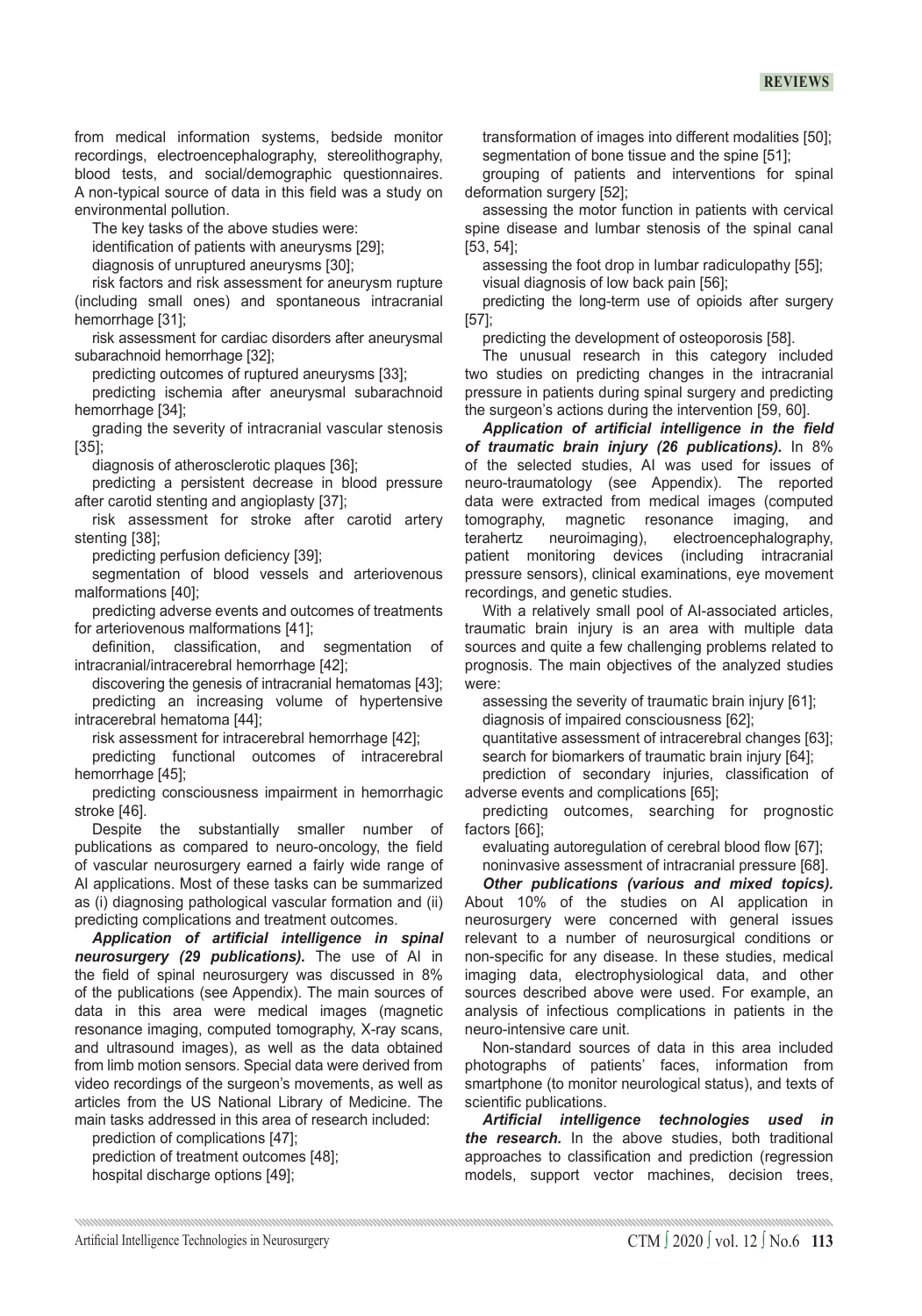from medical information systems, bedside monitor recordings, electroencephalography, stereolithography, blood tests, and social/demographic questionnaires. A non-typical source of data in this field was a study on environmental pollution.

The key tasks of the above studies were:

identification of patients with aneurysms [29];

diagnosis of unruptured aneurysms [30];

risk factors and risk assessment for aneurysm rupture (including small ones) and spontaneous intracranial hemorrhage [31];

risk assessment for cardiac disorders after aneurysmal subarachnoid hemorrhage [32];

predicting outcomes of ruptured aneurysms [33];

predicting ischemia after aneurysmal subarachnoid hemorrhage [34];

grading the severity of intracranial vascular stenosis [35];

diagnosis of atherosclerotic plaques [36];

predicting a persistent decrease in blood pressure after carotid stenting and angioplasty [37];

risk assessment for stroke after carotid artery stenting [38];

predicting perfusion deficiency [39];

segmentation of blood vessels and arteriovenous malformations [40];

predicting adverse events and outcomes of treatments for arteriovenous malformations [41];

definition, classification, and segmentation of intracranial/intracerebral hemorrhage [42];

discovering the genesis of intracranial hematomas [43];

predicting an increasing volume of hypertensive intracerebral hematoma [44];

risk assessment for intracerebral hemorrhage [42];

predicting functional outcomes of intracerebral hemorrhage [45];

predicting consciousness impairment in hemorrhagic stroke [46].

Despite the substantially smaller number of publications as compared to neuro-oncology, the field of vascular neurosurgery earned a fairly wide range of AI applications. Most of these tasks can be summarized as (i) diagnosing pathological vascular formation and (ii) predicting complications and treatment outcomes.

***Application of artificial intelligence in spinal neurosurgery (29 publications).*** The use of AI in the field of spinal neurosurgery was discussed in 8% of the publications (see Appendix). The main sources of data in this area were medical images (magnetic resonance imaging, computed tomography, X-ray scans, and ultrasound images), as well as the data obtained from limb motion sensors. Special data were derived from video recordings of the surgeon's movements, as well as articles from the US National Library of Medicine. The main tasks addressed in this area of research included:

prediction of complications [47];

prediction of treatment outcomes [48];

hospital discharge options [49];

transformation of images into different modalities [50];

segmentation of bone tissue and the spine [51];

grouping of patients and interventions for spinal deformation surgery [52];

assessing the motor function in patients with cervical spine disease and lumbar stenosis of the spinal canal [53, 54];

assessing the foot drop in lumbar radiculopathy [55];

visual diagnosis of low back pain [56];

predicting the long-term use of opioids after surgery [57];

predicting the development of osteoporosis [58].

The unusual research in this category included two studies on predicting changes in the intracranial pressure in patients during spinal surgery and predicting the surgeon's actions during the intervention [59, 60].

***Application of artificial intelligence in the field of traumatic brain injury (26 publications).*** In 8% of the selected studies, AI was used for issues of neuro-traumatology (see Appendix). The reported data were extracted from medical images (computed tomography, magnetic resonance imaging, and terahertz neuroimaging), electroencephalography, patient monitoring devices (including intracranial pressure sensors), clinical examinations, eye movement recordings, and genetic studies.

With a relatively small pool of AI-associated articles, traumatic brain injury is an area with multiple data sources and quite a few challenging problems related to prognosis. The main objectives of the analyzed studies were:

assessing the severity of traumatic brain injury [61];

diagnosis of impaired consciousness [62];

quantitative assessment of intracerebral changes [63];

search for biomarkers of traumatic brain injury [64];

prediction of secondary injuries, classification of adverse events and complications [65];

predicting outcomes, searching for prognostic factors [66];

evaluating autoregulation of cerebral blood flow [67];

noninvasive assessment of intracranial pressure [68].

***Other publications (various and mixed topics).*** About 10% of the studies on AI application in neurosurgery were concerned with general issues relevant to a number of neurosurgical conditions or non-specific for any disease. In these studies, medical imaging data, electrophysiological data, and other sources described above were used. For example, an analysis of infectious complications in patients in the neuro-intensive care unit.

Non-standard sources of data in this area included photographs of patients' faces, information from smartphone (to monitor neurological status), and texts of scientific publications.

***Artificial intelligence technologies used in the research.*** In the above studies, both traditional approaches to classification and prediction (regression models, support vector machines, decision trees,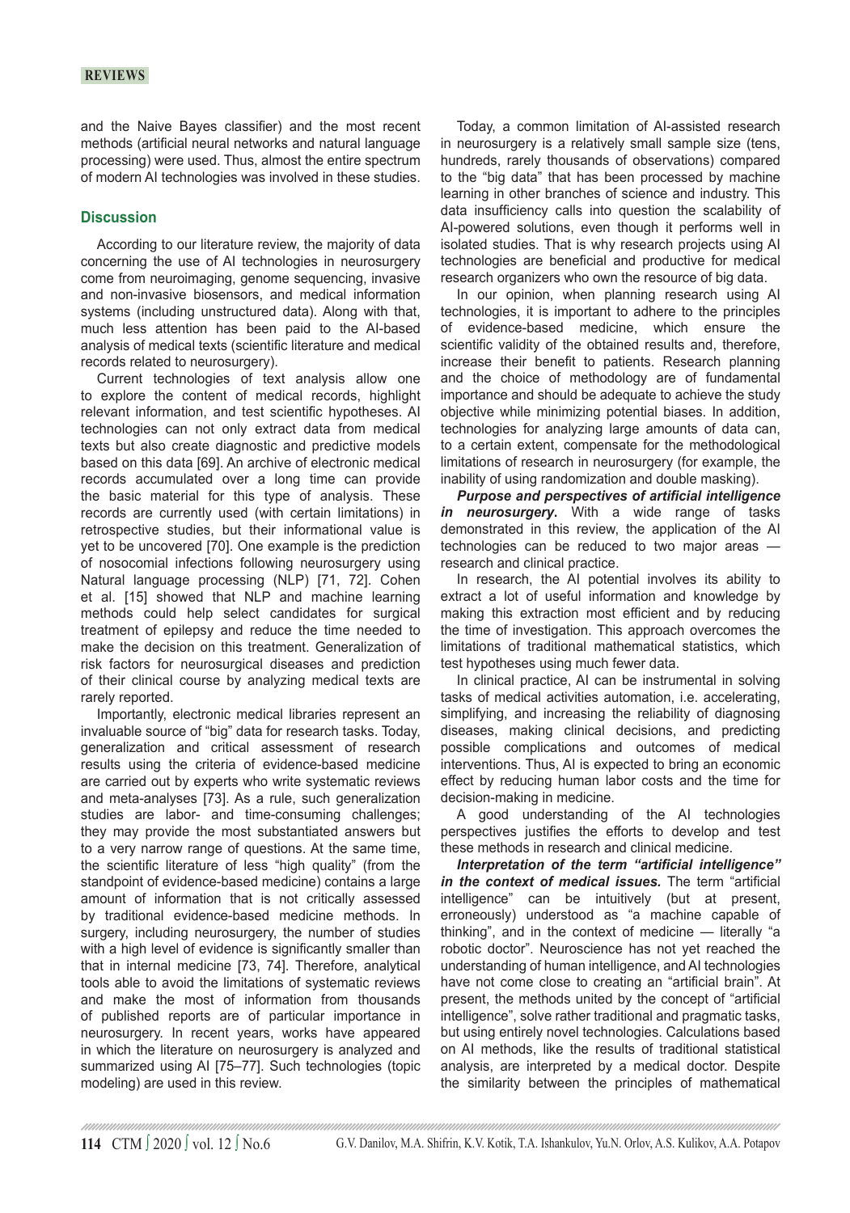and the Naive Bayes classifier) and the most recent methods (artificial neural networks and natural language processing) were used. Thus, almost the entire spectrum of modern AI technologies was involved in these studies.

## Discussion

According to our literature review, the majority of data concerning the use of AI technologies in neurosurgery come from neuroimaging, genome sequencing, invasive and non-invasive biosensors, and medical information systems (including unstructured data). Along with that, much less attention has been paid to the AI-based analysis of medical texts (scientific literature and medical records related to neurosurgery).

Current technologies of text analysis allow one to explore the content of medical records, highlight relevant information, and test scientific hypotheses. AI technologies can not only extract data from medical texts but also create diagnostic and predictive models based on this data [69]. An archive of electronic medical records accumulated over a long time can provide the basic material for this type of analysis. These records are currently used (with certain limitations) in retrospective studies, but their informational value is yet to be uncovered [70]. One example is the prediction of nosocomial infections following neurosurgery using Natural language processing (NLP) [71, 72]. Cohen et al. [15] showed that NLP and machine learning methods could help select candidates for surgical treatment of epilepsy and reduce the time needed to make the decision on this treatment. Generalization of risk factors for neurosurgical diseases and prediction of their clinical course by analyzing medical texts are rarely reported.

Importantly, electronic medical libraries represent an invaluable source of "big" data for research tasks. Today, generalization and critical assessment of research results using the criteria of evidence-based medicine are carried out by experts who write systematic reviews and meta-analyses [73]. As a rule, such generalization studies are labor- and time-consuming challenges; they may provide the most substantiated answers but to a very narrow range of questions. At the same time, the scientific literature of less "high quality" (from the standpoint of evidence-based medicine) contains a large amount of information that is not critically assessed by traditional evidence-based medicine methods. In surgery, including neurosurgery, the number of studies with a high level of evidence is significantly smaller than that in internal medicine [73, 74]. Therefore, analytical tools able to avoid the limitations of systematic reviews and make the most of information from thousands of published reports are of particular importance in neurosurgery. In recent years, works have appeared in which the literature on neurosurgery is analyzed and summarized using AI [75–77]. Such technologies (topic modeling) are used in this review.

Today, a common limitation of AI-assisted research in neurosurgery is a relatively small sample size (tens, hundreds, rarely thousands of observations) compared to the "big data" that has been processed by machine learning in other branches of science and industry. This data insufficiency calls into question the scalability of AI-powered solutions, even though it performs well in isolated studies. That is why research projects using AI technologies are beneficial and productive for medical research organizers who own the resource of big data.

In our opinion, when planning research using AI technologies, it is important to adhere to the principles of evidence-based medicine, which ensure the scientific validity of the obtained results and, therefore, increase their benefit to patients. Research planning and the choice of methodology are of fundamental importance and should be adequate to achieve the study objective while minimizing potential biases. In addition, technologies for analyzing large amounts of data can, to a certain extent, compensate for the methodological limitations of research in neurosurgery (for example, the inability of using randomization and double masking).

***Purpose and perspectives of artificial intelligence in neurosurgery.*** With a wide range of tasks demonstrated in this review, the application of the AI technologies can be reduced to two major areas — research and clinical practice.

In research, the AI potential involves its ability to extract a lot of useful information and knowledge by making this extraction most efficient and by reducing the time of investigation. This approach overcomes the limitations of traditional mathematical statistics, which test hypotheses using much fewer data.

In clinical practice, AI can be instrumental in solving tasks of medical activities automation, i.e. accelerating, simplifying, and increasing the reliability of diagnosing diseases, making clinical decisions, and predicting possible complications and outcomes of medical interventions. Thus, AI is expected to bring an economic effect by reducing human labor costs and the time for decision-making in medicine.

A good understanding of the AI technologies perspectives justifies the efforts to develop and test these methods in research and clinical medicine.

***Interpretation of the term "artificial intelligence" in the context of medical issues.*** The term "artificial intelligence" can be intuitively (but at present, erroneously) understood as "a machine capable of thinking", and in the context of medicine — literally "a robotic doctor". Neuroscience has not yet reached the understanding of human intelligence, and AI technologies have not come close to creating an "artificial brain". At present, the methods united by the concept of "artificial intelligence", solve rather traditional and pragmatic tasks, but using entirely novel technologies. Calculations based on AI methods, like the results of traditional statistical analysis, are interpreted by a medical doctor. Despite the similarity between the principles of mathematical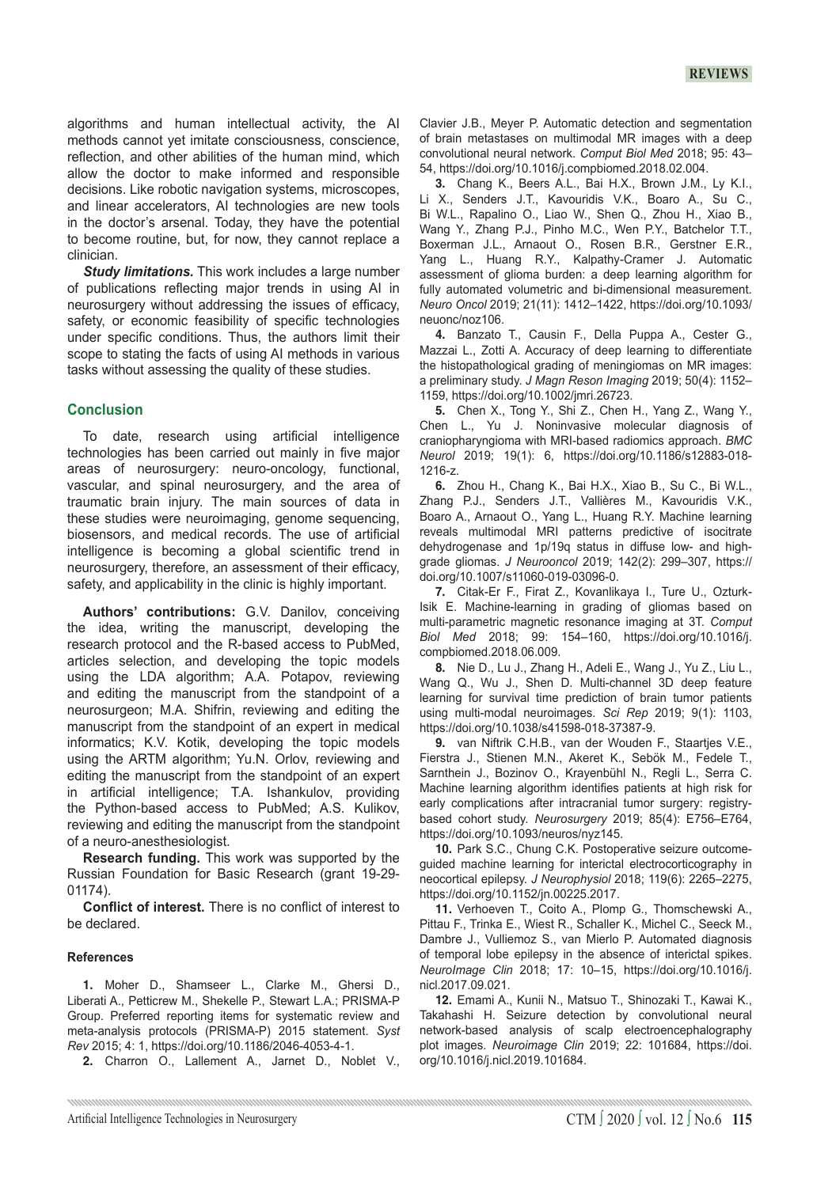algorithms and human intellectual activity, the AI methods cannot yet imitate consciousness, conscience, reflection, and other abilities of the human mind, which allow the doctor to make informed and responsible decisions. Like robotic navigation systems, microscopes, and linear accelerators, AI technologies are new tools in the doctor's arsenal. Today, they have the potential to become routine, but, for now, they cannot replace a clinician.

***Study limitations.*** This work includes a large number of publications reflecting major trends in using AI in neurosurgery without addressing the issues of efficacy, safety, or economic feasibility of specific technologies under specific conditions. Thus, the authors limit their scope to stating the facts of using AI methods in various tasks without assessing the quality of these studies.

## Conclusion

To date, research using artificial intelligence technologies has been carried out mainly in five major areas of neurosurgery: neuro-oncology, functional, vascular, and spinal neurosurgery, and the area of traumatic brain injury. The main sources of data in these studies were neuroimaging, genome sequencing, biosensors, and medical records. The use of artificial intelligence is becoming a global scientific trend in neurosurgery, therefore, an assessment of their efficacy, safety, and applicability in the clinic is highly important.

**Authors' contributions:** G.V. Danilov, conceiving the idea, writing the manuscript, developing the research protocol and the R-based access to PubMed, articles selection, and developing the topic models using the LDA algorithm; A.A. Potapov, reviewing and editing the manuscript from the standpoint of a neurosurgeon; M.A. Shifrin, reviewing and editing the manuscript from the standpoint of an expert in medical informatics; K.V. Kotik, developing the topic models using the ARTM algorithm; Yu.N. Orlov, reviewing and editing the manuscript from the standpoint of an expert in artificial intelligence; T.A. Ishankulov, providing the Python-based access to PubMed; A.S. Kulikov, reviewing and editing the manuscript from the standpoint of a neuro-anesthesiologist.

**Research funding.** This work was supported by the Russian Foundation for Basic Research (grant 19-29-01174).

**Conflict of interest.** There is no conflict of interest to be declared.

#### References

**1.** Moher D., Shamseer L., Clarke M., Ghersi D., Liberati A., Petticrew M., Shekelle P., Stewart L.A.; PRISMA-P Group. Preferred reporting items for systematic review and meta-analysis protocols (PRISMA-P) 2015 statement. *Syst Rev* 2015; 4: 1, https://doi.org/10.1186/2046-4053-4-1.

**2.** Charron O., Lallement A., Jarnet D., Noblet V., Clavier J.B., Meyer P. Automatic detection and segmentation of brain metastases on multimodal MR images with a deep convolutional neural network. *Comput Biol Med* 2018; 95: 43–54, https://doi.org/10.1016/j.compbiomed.2018.02.004.

**3.** Chang K., Beers A.L., Bai H.X., Brown J.M., Ly K.I., Li X., Senders J.T., Kavouridis V.K., Boaro A., Su C., Bi W.L., Rapalino O., Liao W., Shen Q., Zhou H., Xiao B., Wang Y., Zhang P.J., Pinho M.C., Wen P.Y., Batchelor T.T., Boxerman J.L., Arnaout O., Rosen B.R., Gerstner E.R., Yang L., Huang R.Y., Kalpathy-Cramer J. Automatic assessment of glioma burden: a deep learning algorithm for fully automated volumetric and bi-dimensional measurement. *Neuro Oncol* 2019; 21(11): 1412–1422, https://doi.org/10.1093/neuonc/noz106.

**4.** Banzato T., Causin F., Della Puppa A., Cester G., Mazzai L., Zotti A. Accuracy of deep learning to differentiate the histopathological grading of meningiomas on MR images: a preliminary study. *J Magn Reson Imaging* 2019; 50(4): 1152–1159, https://doi.org/10.1002/jmri.26723.

**5.** Chen X., Tong Y., Shi Z., Chen H., Yang Z., Wang Y., Chen L., Yu J. Noninvasive molecular diagnosis of craniopharyngioma with MRI-based radiomics approach. *BMC Neurol* 2019; 19(1): 6, https://doi.org/10.1186/s12883-018-1216-z.

**6.** Zhou H., Chang K., Bai H.X., Xiao B., Su C., Bi W.L., Zhang P.J., Senders J.T., Vallières M., Kavouridis V.K., Boaro A., Arnaout O., Yang L., Huang R.Y. Machine learning reveals multimodal MRI patterns predictive of isocitrate dehydrogenase and 1p/19q status in diffuse low- and high-grade gliomas. *J Neurooncol* 2019; 142(2): 299–307, https://doi.org/10.1007/s11060-019-03096-0.

**7.** Citak-Er F., Firat Z., Kovanlikaya I., Ture U., Ozturk-Isik E. Machine-learning in grading of gliomas based on multi-parametric magnetic resonance imaging at 3T. *Comput Biol Med* 2018; 99: 154–160, https://doi.org/10.1016/j.compbiomed.2018.06.009.

**8.** Nie D., Lu J., Zhang H., Adeli E., Wang J., Yu Z., Liu L., Wang Q., Wu J., Shen D. Multi-channel 3D deep feature learning for survival time prediction of brain tumor patients using multi-modal neuroimages. *Sci Rep* 2019; 9(1): 1103, https://doi.org/10.1038/s41598-018-37387-9.

**9.** van Niftrik C.H.B., van der Wouden F., Staartjes V.E., Fierstra J., Stienen M.N., Akeret K., Sebök M., Fedele T., Sarnthein J., Bozinov O., Krayenbühl N., Regli L., Serra C. Machine learning algorithm identifies patients at high risk for early complications after intracranial tumor surgery: registry-based cohort study. *Neurosurgery* 2019; 85(4): E756–E764, https://doi.org/10.1093/neuros/nyz145.

**10.** Park S.C., Chung C.K. Postoperative seizure outcome-guided machine learning for interictal electrocorticography in neocortical epilepsy. *J Neurophysiol* 2018; 119(6): 2265–2275, https://doi.org/10.1152/jn.00225.2017.

**11.** Verhoeven T., Coito A., Plomp G., Thomschewski A., Pittau F., Trinka E., Wiest R., Schaller K., Michel C., Seeck M., Dambre J., Vulliemoz S., van Mierlo P. Automated diagnosis of temporal lobe epilepsy in the absence of interictal spikes. *NeuroImage Clin* 2018; 17: 10–15, https://doi.org/10.1016/j.nicl.2017.09.021.

**12.** Emami A., Kunii N., Matsuo T., Shinozaki T., Kawai K., Takahashi H. Seizure detection by convolutional neural network-based analysis of scalp electroencephalography plot images. *Neuroimage Clin* 2019; 22: 101684, https://doi.org/10.1016/j.nicl.2019.101684.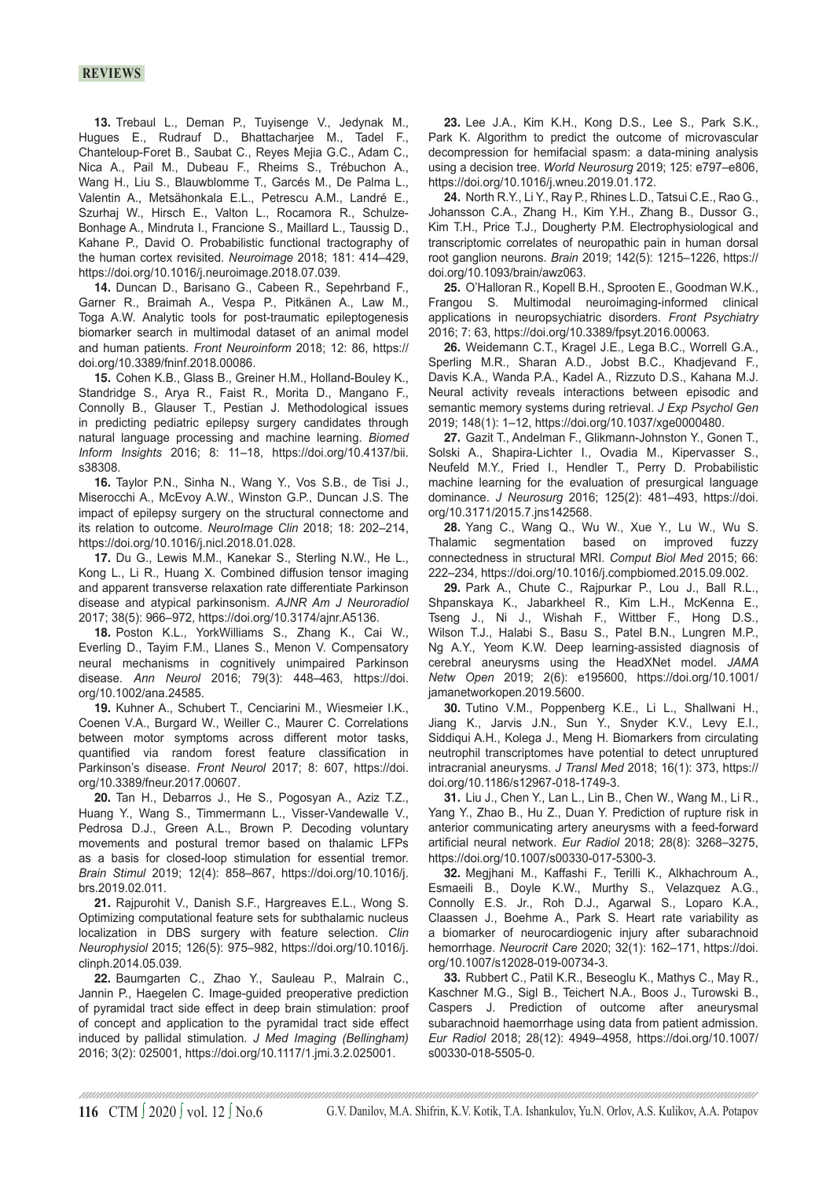**13.** Trebaul L., Deman P., Tuyisenge V., Jedynak M., Hugues E., Rudrauf D., Bhattacharjee M., Tadel F., Chanteloup-Foret B., Saubat C., Reyes Mejia G.C., Adam C., Nica A., Pail M., Dubeau F., Rheims S., Trébuchon A., Wang H., Liu S., Blauwblomme T., Garcés M., De Palma L., Valentin A., Metsähonkala E.L., Petrescu A.M., Landré E., Szurhaj W., Hirsch E., Valton L., Rocamora R., Schulze-Bonhage A., Mindruta I., Francione S., Maillard L., Taussig D., Kahane P., David O. Probabilistic functional tractography of the human cortex revisited. *Neuroimage* 2018; 181: 414–429, https://doi.org/10.1016/j.neuroimage.2018.07.039.

**14.** Duncan D., Barisano G., Cabeen R., Sepehrband F., Garner R., Braimah A., Vespa P., Pitkänen A., Law M., Toga A.W. Analytic tools for post-traumatic epileptogenesis biomarker search in multimodal dataset of an animal model and human patients. *Front Neuroinform* 2018; 12: 86, https://doi.org/10.3389/fninf.2018.00086.

**15.** Cohen K.B., Glass B., Greiner H.M., Holland-Bouley K., Standridge S., Arya R., Faist R., Morita D., Mangano F., Connolly B., Glauser T., Pestian J. Methodological issues in predicting pediatric epilepsy surgery candidates through natural language processing and machine learning. *Biomed Inform Insights* 2016; 8: 11–18, https://doi.org/10.4137/bii.s38308.

**16.** Taylor P.N., Sinha N., Wang Y., Vos S.B., de Tisi J., Miserocchi A., McEvoy A.W., Winston G.P., Duncan J.S. The impact of epilepsy surgery on the structural connectome and its relation to outcome. *NeuroImage Clin* 2018; 18: 202–214, https://doi.org/10.1016/j.nicl.2018.01.028.

**17.** Du G., Lewis M.M., Kanekar S., Sterling N.W., He L., Kong L., Li R., Huang X. Combined diffusion tensor imaging and apparent transverse relaxation rate differentiate Parkinson disease and atypical parkinsonism. *AJNR Am J Neuroradiol* 2017; 38(5): 966–972, https://doi.org/10.3174/ajnr.A5136.

**18.** Poston K.L., YorkWilliams S., Zhang K., Cai W., Everling D., Tayim F.M., Llanes S., Menon V. Compensatory neural mechanisms in cognitively unimpaired Parkinson disease. *Ann Neurol* 2016; 79(3): 448–463, https://doi.org/10.1002/ana.24585.

**19.** Kuhner A., Schubert T., Cenciarini M., Wiesmeier I.K., Coenen V.A., Burgard W., Weiller C., Maurer C. Correlations between motor symptoms across different motor tasks, quantified via random forest feature classification in Parkinson's disease. *Front Neurol* 2017; 8: 607, https://doi.org/10.3389/fneur.2017.00607.

**20.** Tan H., Debarros J., He S., Pogosyan A., Aziz T.Z., Huang Y., Wang S., Timmermann L., Visser-Vandewalle V., Pedrosa D.J., Green A.L., Brown P. Decoding voluntary movements and postural tremor based on thalamic LFPs as a basis for closed-loop stimulation for essential tremor. *Brain Stimul* 2019; 12(4): 858–867, https://doi.org/10.1016/j.brs.2019.02.011.

**21.** Rajpurohit V., Danish S.F., Hargreaves E.L., Wong S. Optimizing computational feature sets for subthalamic nucleus localization in DBS surgery with feature selection. *Clin Neurophysiol* 2015; 126(5): 975–982, https://doi.org/10.1016/j.clinph.2014.05.039.

**22.** Baumgarten C., Zhao Y., Sauleau P., Malrain C., Jannin P., Haegelen C. Image-guided preoperative prediction of pyramidal tract side effect in deep brain stimulation: proof of concept and application to the pyramidal tract side effect induced by pallidal stimulation. *J Med Imaging (Bellingham)* 2016; 3(2): 025001, https://doi.org/10.1117/1.jmi.3.2.025001.

**23.** Lee J.A., Kim K.H., Kong D.S., Lee S., Park S.K., Park K. Algorithm to predict the outcome of microvascular decompression for hemifacial spasm: a data-mining analysis using a decision tree. *World Neurosurg* 2019; 125: e797–e806, https://doi.org/10.1016/j.wneu.2019.01.172.

**24.** North R.Y., Li Y., Ray P., Rhines L.D., Tatsui C.E., Rao G., Johansson C.A., Zhang H., Kim Y.H., Zhang B., Dussor G., Kim T.H., Price T.J., Dougherty P.M. Electrophysiological and transcriptomic correlates of neuropathic pain in human dorsal root ganglion neurons. *Brain* 2019; 142(5): 1215–1226, https://doi.org/10.1093/brain/awz063.

**25.** O'Halloran R., Kopell B.H., Sprooten E., Goodman W.K., Frangou S. Multimodal neuroimaging-informed clinical applications in neuropsychiatric disorders. *Front Psychiatry* 2016; 7: 63, https://doi.org/10.3389/fpsyt.2016.00063.

**26.** Weidemann C.T., Kragel J.E., Lega B.C., Worrell G.A., Sperling M.R., Sharan A.D., Jobst B.C., Khadjevand F., Davis K.A., Wanda P.A., Kadel A., Rizzuto D.S., Kahana M.J. Neural activity reveals interactions between episodic and semantic memory systems during retrieval. *J Exp Psychol Gen* 2019; 148(1): 1–12, https://doi.org/10.1037/xge0000480.

**27.** Gazit T., Andelman F., Glikmann-Johnston Y., Gonen T., Solski A., Shapira-Lichter I., Ovadia M., Kipervasser S., Neufeld M.Y., Fried I., Hendler T., Perry D. Probabilistic machine learning for the evaluation of presurgical language dominance. *J Neurosurg* 2016; 125(2): 481–493, https://doi.org/10.3171/2015.7.jns142568.

**28.** Yang C., Wang Q., Wu W., Xue Y., Lu W., Wu S. Thalamic segmentation based on improved fuzzy connectedness in structural MRI. *Comput Biol Med* 2015; 66: 222–234, https://doi.org/10.1016/j.compbiomed.2015.09.002.

**29.** Park A., Chute C., Rajpurkar P., Lou J., Ball R.L., Shpanskaya K., Jabarkheel R., Kim L.H., McKenna E., Tseng J., Ni J., Wishah F., Wittber F., Hong D.S., Wilson T.J., Halabi S., Basu S., Patel B.N., Lungren M.P., Ng A.Y., Yeom K.W. Deep learning-assisted diagnosis of cerebral aneurysms using the HeadXNet model. *JAMA Netw Open* 2019; 2(6): e195600, https://doi.org/10.1001/jamanetworkopen.2019.5600.

**30.** Tutino V.M., Poppenberg K.E., Li L., Shallwani H., Jiang K., Jarvis J.N., Sun Y., Snyder K.V., Levy E.I., Siddiqui A.H., Kolega J., Meng H. Biomarkers from circulating neutrophil transcriptomes have potential to detect unruptured intracranial aneurysms. *J Transl Med* 2018; 16(1): 373, https://doi.org/10.1186/s12967-018-1749-3.

**31.** Liu J., Chen Y., Lan L., Lin B., Chen W., Wang M., Li R., Yang Y., Zhao B., Hu Z., Duan Y. Prediction of rupture risk in anterior communicating artery aneurysms with a feed-forward artificial neural network. *Eur Radiol* 2018; 28(8): 3268–3275, https://doi.org/10.1007/s00330-017-5300-3.

**32.** Megjhani M., Kaffashi F., Terilli K., Alkhachroum A., Esmaeili B., Doyle K.W., Murthy S., Velazquez A.G., Connolly E.S. Jr., Roh D.J., Agarwal S., Loparo K.A., Claassen J., Boehme A., Park S. Heart rate variability as a biomarker of neurocardiogenic injury after subarachnoid hemorrhage. *Neurocrit Care* 2020; 32(1): 162–171, https://doi.org/10.1007/s12028-019-00734-3.

**33.** Rubbert C., Patil K.R., Beseoglu K., Mathys C., May R., Kaschner M.G., Sigl B., Teichert N.A., Boos J., Turowski B., Caspers J. Prediction of outcome after aneurysmal subarachnoid haemorrhage using data from patient admission. *Eur Radiol* 2018; 28(12): 4949–4958, https://doi.org/10.1007/s00330-018-5505-0.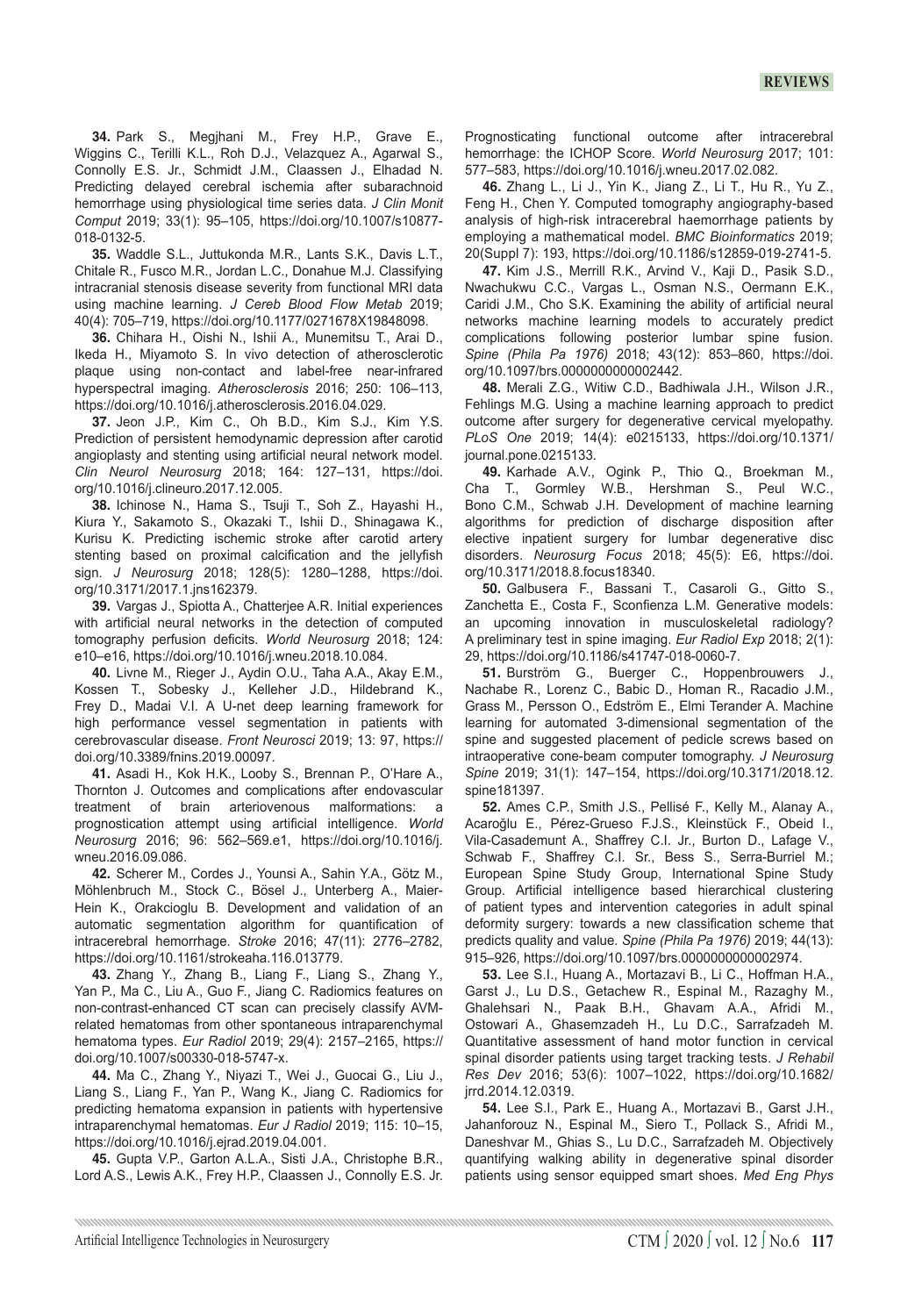**34.** Park S., Megjhani M., Frey H.P., Grave E., Wiggins C., Terilli K.L., Roh D.J., Velazquez A., Agarwal S., Connolly E.S. Jr., Schmidt J.M., Claassen J., Elhadad N. Predicting delayed cerebral ischemia after subarachnoid hemorrhage using physiological time series data. *J Clin Monit Comput* 2019; 33(1): 95–105, https://doi.org/10.1007/s10877-018-0132-5.

**35.** Waddle S.L., Juttukonda M.R., Lants S.K., Davis L.T., Chitale R., Fusco M.R., Jordan L.C., Donahue M.J. Classifying intracranial stenosis disease severity from functional MRI data using machine learning. *J Cereb Blood Flow Metab* 2019; 40(4): 705–719, https://doi.org/10.1177/0271678X19848098.

**36.** Chihara H., Oishi N., Ishii A., Munemitsu T., Arai D., Ikeda H., Miyamoto S. In vivo detection of atherosclerotic plaque using non-contact and label-free near-infrared hyperspectral imaging. *Atherosclerosis* 2016; 250: 106–113, https://doi.org/10.1016/j.atherosclerosis.2016.04.029.

**37.** Jeon J.P., Kim C., Oh B.D., Kim S.J., Kim Y.S. Prediction of persistent hemodynamic depression after carotid angioplasty and stenting using artificial neural network model. *Clin Neurol Neurosurg* 2018; 164: 127–131, https://doi.org/10.1016/j.clineuro.2017.12.005.

**38.** Ichinose N., Hama S., Tsuji T., Soh Z., Hayashi H., Kiura Y., Sakamoto S., Okazaki T., Ishii D., Shinagawa K., Kurisu K. Predicting ischemic stroke after carotid artery stenting based on proximal calcification and the jellyfish sign. *J Neurosurg* 2018; 128(5): 1280–1288, https://doi.org/10.3171/2017.1.jns162379.

**39.** Vargas J., Spiotta A., Chatterjee A.R. Initial experiences with artificial neural networks in the detection of computed tomography perfusion deficits. *World Neurosurg* 2018; 124: e10–e16, https://doi.org/10.1016/j.wneu.2018.10.084.

**40.** Livne M., Rieger J., Aydin O.U., Taha A.A., Akay E.M., Kossen T., Sobesky J., Kelleher J.D., Hildebrand K., Frey D., Madai V.I. A U-net deep learning framework for high performance vessel segmentation in patients with cerebrovascular disease. *Front Neurosci* 2019; 13: 97, https://doi.org/10.3389/fnins.2019.00097.

**41.** Asadi H., Kok H.K., Looby S., Brennan P., O'Hare A., Thornton J. Outcomes and complications after endovascular treatment of brain arteriovenous malformations: a prognostication attempt using artificial intelligence. *World Neurosurg* 2016; 96: 562–569.e1, https://doi.org/10.1016/j.wneu.2016.09.086.

**42.** Scherer M., Cordes J., Younsi A., Sahin Y.A., Götz M., Möhlenbruch M., Stock C., Bösel J., Unterberg A., Maier-Hein K., Orakcioglu B. Development and validation of an automatic segmentation algorithm for quantification of intracerebral hemorrhage. *Stroke* 2016; 47(11): 2776–2782, https://doi.org/10.1161/strokeaha.116.013779.

**43.** Zhang Y., Zhang B., Liang F., Liang S., Zhang Y., Yan P., Ma C., Liu A., Guo F., Jiang C. Radiomics features on non-contrast-enhanced CT scan can precisely classify AVM-related hematomas from other spontaneous intraparenchymal hematoma types. *Eur Radiol* 2019; 29(4): 2157–2165, https://doi.org/10.1007/s00330-018-5747-x.

**44.** Ma C., Zhang Y., Niyazi T., Wei J., Guocai G., Liu J., Liang S., Liang F., Yan P., Wang K., Jiang C. Radiomics for predicting hematoma expansion in patients with hypertensive intraparenchymal hematomas. *Eur J Radiol* 2019; 115: 10–15, https://doi.org/10.1016/j.ejrad.2019.04.001.

**45.** Gupta V.P., Garton A.L.A., Sisti J.A., Christophe B.R., Lord A.S., Lewis A.K., Frey H.P., Claassen J., Connolly E.S. Jr. Prognosticating functional outcome after intracerebral hemorrhage: the ICHOP Score. *World Neurosurg* 2017; 101: 577–583, https://doi.org/10.1016/j.wneu.2017.02.082.

**46.** Zhang L., Li J., Yin K., Jiang Z., Li T., Hu R., Yu Z., Feng H., Chen Y. Computed tomography angiography-based analysis of high-risk intracerebral haemorrhage patients by employing a mathematical model. *BMC Bioinformatics* 2019; 20(Suppl 7): 193, https://doi.org/10.1186/s12859-019-2741-5.

**47.** Kim J.S., Merrill R.K., Arvind V., Kaji D., Pasik S.D., Nwachukwu C.C., Vargas L., Osman N.S., Oermann E.K., Caridi J.M., Cho S.K. Examining the ability of artificial neural networks machine learning models to accurately predict complications following posterior lumbar spine fusion. *Spine (Phila Pa 1976)* 2018; 43(12): 853–860, https://doi.org/10.1097/brs.0000000000002442.

**48.** Merali Z.G., Witiw C.D., Badhiwala J.H., Wilson J.R., Fehlings M.G. Using a machine learning approach to predict outcome after surgery for degenerative cervical myelopathy. *PLoS One* 2019; 14(4): e0215133, https://doi.org/10.1371/journal.pone.0215133.

**49.** Karhade A.V., Ogink P., Thio Q., Broekman M., Cha T., Gormley W.B., Hershman S., Peul W.C., Bono C.M., Schwab J.H. Development of machine learning algorithms for prediction of discharge disposition after elective inpatient surgery for lumbar degenerative disc disorders. *Neurosurg Focus* 2018; 45(5): E6, https://doi.org/10.3171/2018.8.focus18340.

**50.** Galbusera F., Bassani T., Casaroli G., Gitto S., Zanchetta E., Costa F., Sconfienza L.M. Generative models: an upcoming innovation in musculoskeletal radiology? A preliminary test in spine imaging. *Eur Radiol Exp* 2018; 2(1): 29, https://doi.org/10.1186/s41747-018-0060-7.

**51.** Burström G., Buerger C., Hoppenbrouwers J., Nachabe R., Lorenz C., Babic D., Homan R., Racadio J.M., Grass M., Persson O., Edström E., Elmi Terander A. Machine learning for automated 3-dimensional segmentation of the spine and suggested placement of pedicle screws based on intraoperative cone-beam computer tomography. *J Neurosurg Spine* 2019; 31(1): 147–154, https://doi.org/10.3171/2018.12.spine181397.

**52.** Ames C.P., Smith J.S., Pellisé F., Kelly M., Alanay A., Acaroğlu E., Pérez-Grueso F.J.S., Kleinstück F., Obeid I., Vila-Casademunt A., Shaffrey C.I. Jr., Burton D., Lafage V., Schwab F., Shaffrey C.I. Sr., Bess S., Serra-Burriel M.; European Spine Study Group, International Spine Study Group. Artificial intelligence based hierarchical clustering of patient types and intervention categories in adult spinal deformity surgery: towards a new classification scheme that predicts quality and value. *Spine (Phila Pa 1976)* 2019; 44(13): 915–926, https://doi.org/10.1097/brs.0000000000002974.

**53.** Lee S.I., Huang A., Mortazavi B., Li C., Hoffman H.A., Garst J., Lu D.S., Getachew R., Espinal M., Razaghy M., Ghalehsari N., Paak B.H., Ghavam A.A., Afridi M., Ostowari A., Ghasemzadeh H., Lu D.C., Sarrafzadeh M. Quantitative assessment of hand motor function in cervical spinal disorder patients using target tracking tests. *J Rehabil Res Dev* 2016; 53(6): 1007–1022, https://doi.org/10.1682/jrrd.2014.12.0319.

**54.** Lee S.I., Park E., Huang A., Mortazavi B., Garst J.H., Jahanforouz N., Espinal M., Siero T., Pollack S., Afridi M., Daneshvar M., Ghias S., Lu D.C., Sarrafzadeh M. Objectively quantifying walking ability in degenerative spinal disorder patients using sensor equipped smart shoes. *Med Eng Phys*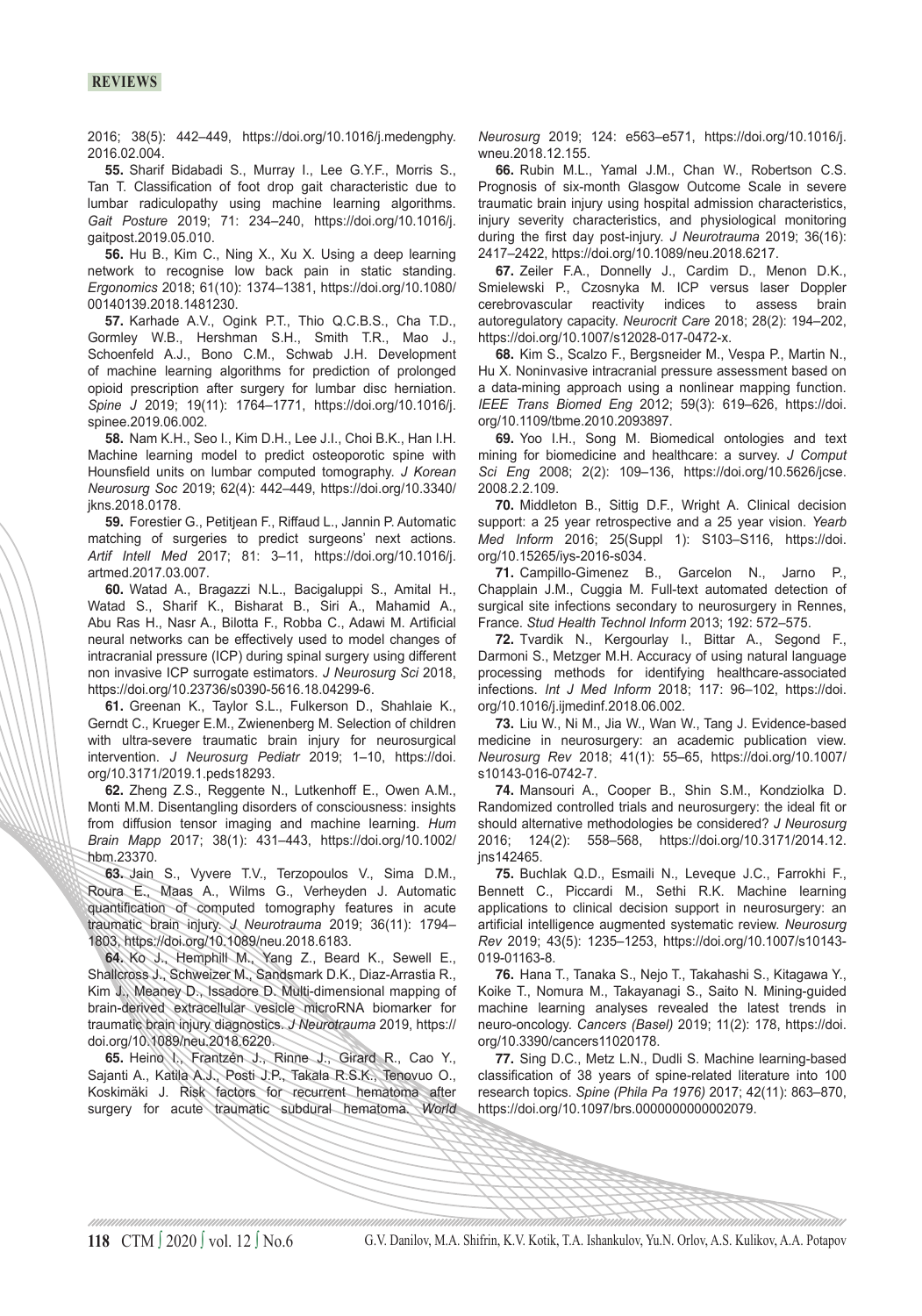2016; 38(5): 442–449, https://doi.org/10.1016/j.medengphy.2016.02.004.

**55.** Sharif Bidabadi S., Murray I., Lee G.Y.F., Morris S., Tan T. Classification of foot drop gait characteristic due to lumbar radiculopathy using machine learning algorithms. *Gait Posture* 2019; 71: 234–240, https://doi.org/10.1016/j.gaitpost.2019.05.010.

**56.** Hu B., Kim C., Ning X., Xu X. Using a deep learning network to recognise low back pain in static standing. *Ergonomics* 2018; 61(10): 1374–1381, https://doi.org/10.1080/00140139.2018.1481230.

**57.** Karhade A.V., Ogink P.T., Thio Q.C.B.S., Cha T.D., Gormley W.B., Hershman S.H., Smith T.R., Mao J., Schoenfeld A.J., Bono C.M., Schwab J.H. Development of machine learning algorithms for prediction of prolonged opioid prescription after surgery for lumbar disc herniation. *Spine J* 2019; 19(11): 1764–1771, https://doi.org/10.1016/j.spinee.2019.06.002.

**58.** Nam K.H., Seo I., Kim D.H., Lee J.I., Choi B.K., Han I.H. Machine learning model to predict osteoporotic spine with Hounsfield units on lumbar computed tomography. *J Korean Neurosurg Soc* 2019; 62(4): 442–449, https://doi.org/10.3340/jkns.2018.0178.

**59.** Forestier G., Petitjean F., Riffaud L., Jannin P. Automatic matching of surgeries to predict surgeons' next actions. *Artif Intell Med* 2017; 81: 3–11, https://doi.org/10.1016/j.artmed.2017.03.007.

**60.** Watad A., Bragazzi N.L., Bacigaluppi S., Amital H., Watad S., Sharif K., Bisharat B., Siri A., Mahamid A., Abu Ras H., Nasr A., Bilotta F., Robba C., Adawi M. Artificial neural networks can be effectively used to model changes of intracranial pressure (ICP) during spinal surgery using different non invasive ICP surrogate estimators. *J Neurosurg Sci* 2018, https://doi.org/10.23736/s0390-5616.18.04299-6.

**61.** Greenan K., Taylor S.L., Fulkerson D., Shahlaie K., Gerndt C., Krueger E.M., Zwienenberg M. Selection of children with ultra-severe traumatic brain injury for neurosurgical intervention. *J Neurosurg Pediatr* 2019; 1–10, https://doi.org/10.3171/2019.1.peds18293.

**62.** Zheng Z.S., Reggente N., Lutkenhoff E., Owen A.M., Monti M.M. Disentangling disorders of consciousness: insights from diffusion tensor imaging and machine learning. *Hum Brain Mapp* 2017; 38(1): 431–443, https://doi.org/10.1002/hbm.23370.

**63.** Jain S., Vyvere T.V., Terzopoulos V., Sima D.M., Roura E., Maas A., Wilms G., Verheyden J. Automatic quantification of computed tomography features in acute traumatic brain injury. *J Neurotrauma* 2019; 36(11): 1794–1803, https://doi.org/10.1089/neu.2018.6183.

**64.** Ko J., Hemphill M., Yang Z., Beard K., Sewell E., Shallcross J., Schweizer M., Sandsmark D.K., Diaz-Arrastia R., Kim J., Meaney D., Issadore D. Multi-dimensional mapping of brain-derived extracellular vesicle microRNA biomarker for traumatic brain injury diagnostics. *J Neurotrauma* 2019, https://doi.org/10.1089/neu.2018.6220.

**65.** Heino I., Frantzén J., Rinne J., Girard R., Cao Y., Sajanti A., Katila A.J., Posti J.P., Takala R.S.K., Tenovuo O., Koskimäki J. Risk factors for recurrent hematoma after surgery for acute traumatic subdural hematoma. *World Neurosurg* 2019; 124: e563–e571, https://doi.org/10.1016/j.wneu.2018.12.155.

**66.** Rubin M.L., Yamal J.M., Chan W., Robertson C.S. Prognosis of six-month Glasgow Outcome Scale in severe traumatic brain injury using hospital admission characteristics, injury severity characteristics, and physiological monitoring during the first day post-injury. *J Neurotrauma* 2019; 36(16): 2417–2422, https://doi.org/10.1089/neu.2018.6217.

**67.** Zeiler F.A., Donnelly J., Cardim D., Menon D.K., Smielewski P., Czosnyka M. ICP versus laser Doppler cerebrovascular reactivity indices to assess brain autoregulatory capacity. *Neurocrit Care* 2018; 28(2): 194–202, https://doi.org/10.1007/s12028-017-0472-x.

**68.** Kim S., Scalzo F., Bergsneider M., Vespa P., Martin N., Hu X. Noninvasive intracranial pressure assessment based on a data-mining approach using a nonlinear mapping function. *IEEE Trans Biomed Eng* 2012; 59(3): 619–626, https://doi.org/10.1109/tbme.2010.2093897.

**69.** Yoo I.H., Song M. Biomedical ontologies and text mining for biomedicine and healthcare: a survey. *J Comput Sci Eng* 2008; 2(2): 109–136, https://doi.org/10.5626/jcse.2008.2.2.109.

**70.** Middleton B., Sittig D.F., Wright A. Clinical decision support: a 25 year retrospective and a 25 year vision. *Yearb Med Inform* 2016; 25(Suppl 1): S103–S116, https://doi.org/10.15265/iys-2016-s034.

**71.** Campillo-Gimenez B., Garcelon N., Jarno P., Chapplain J.M., Cuggia M. Full-text automated detection of surgical site infections secondary to neurosurgery in Rennes, France. *Stud Health Technol Inform* 2013; 192: 572–575.

**72.** Tvardik N., Kergourlay I., Bittar A., Segond F., Darmoni S., Metzger M.H. Accuracy of using natural language processing methods for identifying healthcare-associated infections. *Int J Med Inform* 2018; 117: 96–102, https://doi.org/10.1016/j.ijmedinf.2018.06.002.

**73.** Liu W., Ni M., Jia W., Wan W., Tang J. Evidence-based medicine in neurosurgery: an academic publication view. *Neurosurg Rev* 2018; 41(1): 55–65, https://doi.org/10.1007/s10143-016-0742-7.

**74.** Mansouri A., Cooper B., Shin S.M., Kondziolka D. Randomized controlled trials and neurosurgery: the ideal fit or should alternative methodologies be considered? *J Neurosurg* 2016; 124(2): 558–568, https://doi.org/10.3171/2014.12.jns142465.

**75.** Buchlak Q.D., Esmaili N., Leveque J.C., Farrokhi F., Bennett C., Piccardi M., Sethi R.K. Machine learning applications to clinical decision support in neurosurgery: an artificial intelligence augmented systematic review. *Neurosurg Rev* 2019; 43(5): 1235–1253, https://doi.org/10.1007/s10143-019-01163-8.

**76.** Hana T., Tanaka S., Nejo T., Takahashi S., Kitagawa Y., Koike T., Nomura M., Takayanagi S., Saito N. Mining-guided machine learning analyses revealed the latest trends in neuro-oncology. *Cancers (Basel)* 2019; 11(2): 178, https://doi.org/10.3390/cancers11020178.

**77.** Sing D.C., Metz L.N., Dudli S. Machine learning-based classification of 38 years of spine-related literature into 100 research topics. *Spine (Phila Pa 1976)* 2017; 42(11): 863–870, https://doi.org/10.1097/brs.0000000000002079.